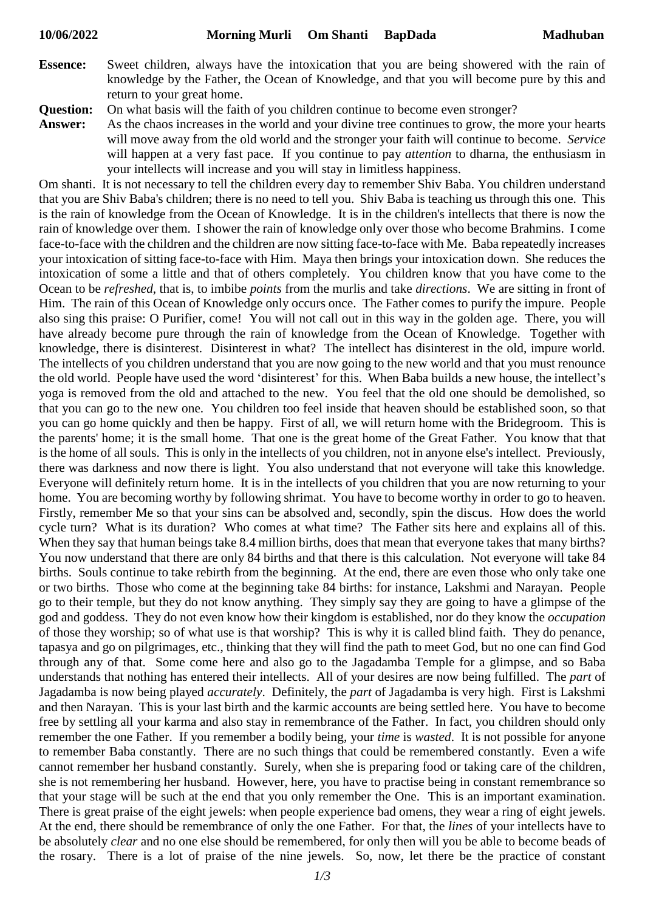**10/06/2022 Morning Murli Om Shanti BapDada Madhuban**

**Essence:** Sweet children, always have the intoxication that you are being showered with the rain of knowledge by the Father, the Ocean of Knowledge, and that you will become pure by this and return to your great home.

**Question:** On what basis will the faith of you children continue to become even stronger?

**Answer:** As the chaos increases in the world and your divine tree continues to grow, the more your hearts will move away from the old world and the stronger your faith will continue to become. *Service* will happen at a very fast pace. If you continue to pay *attention* to dharna, the enthusiasm in your intellects will increase and you will stay in limitless happiness.

Om shanti. It is not necessary to tell the children every day to remember Shiv Baba. You children understand that you are Shiv Baba's children; there is no need to tell you. Shiv Baba is teaching us through this one. This is the rain of knowledge from the Ocean of Knowledge. It is in the children's intellects that there is now the rain of knowledge over them. I shower the rain of knowledge only over those who become Brahmins. I come face-to-face with the children and the children are now sitting face-to-face with Me. Baba repeatedly increases your intoxication of sitting face-to-face with Him. Maya then brings your intoxication down. She reduces the intoxication of some a little and that of others completely. You children know that you have come to the Ocean to be *refreshed*, that is, to imbibe *points* from the murlis and take *directions*. We are sitting in front of Him. The rain of this Ocean of Knowledge only occurs once. The Father comes to purify the impure. People also sing this praise: O Purifier, come! You will not call out in this way in the golden age. There, you will have already become pure through the rain of knowledge from the Ocean of Knowledge. Together with knowledge, there is disinterest. Disinterest in what? The intellect has disinterest in the old, impure world. The intellects of you children understand that you are now going to the new world and that you must renounce the old world. People have used the word 'disinterest' for this. When Baba builds a new house, the intellect's yoga is removed from the old and attached to the new. You feel that the old one should be demolished, so that you can go to the new one. You children too feel inside that heaven should be established soon, so that you can go home quickly and then be happy. First of all, we will return home with the Bridegroom. This is the parents' home; it is the small home. That one is the great home of the Great Father. You know that that is the home of all souls. This is only in the intellects of you children, not in anyone else's intellect. Previously, there was darkness and now there is light. You also understand that not everyone will take this knowledge. Everyone will definitely return home. It is in the intellects of you children that you are now returning to your home. You are becoming worthy by following shrimat. You have to become worthy in order to go to heaven. Firstly, remember Me so that your sins can be absolved and, secondly, spin the discus. How does the world cycle turn? What is its duration? Who comes at what time? The Father sits here and explains all of this. When they say that human beings take 8.4 million births, does that mean that everyone takes that many births? You now understand that there are only 84 births and that there is this calculation. Not everyone will take 84 births. Souls continue to take rebirth from the beginning. At the end, there are even those who only take one or two births. Those who come at the beginning take 84 births: for instance, Lakshmi and Narayan. People go to their temple, but they do not know anything. They simply say they are going to have a glimpse of the god and goddess. They do not even know how their kingdom is established, nor do they know the *occupation* of those they worship; so of what use is that worship? This is why it is called blind faith. They do penance, tapasya and go on pilgrimages, etc., thinking that they will find the path to meet God, but no one can find God through any of that. Some come here and also go to the Jagadamba Temple for a glimpse, and so Baba understands that nothing has entered their intellects. All of your desires are now being fulfilled. The *part* of Jagadamba is now being played *accurately*. Definitely, the *part* of Jagadamba is very high. First is Lakshmi and then Narayan. This is your last birth and the karmic accounts are being settled here. You have to become free by settling all your karma and also stay in remembrance of the Father. In fact, you children should only remember the one Father. If you remember a bodily being, your *time* is *wasted*. It is not possible for anyone to remember Baba constantly. There are no such things that could be remembered constantly. Even a wife cannot remember her husband constantly. Surely, when she is preparing food or taking care of the children, she is not remembering her husband. However, here, you have to practise being in constant remembrance so that your stage will be such at the end that you only remember the One. This is an important examination. There is great praise of the eight jewels: when people experience bad omens, they wear a ring of eight jewels. At the end, there should be remembrance of only the one Father. For that, the *lines* of your intellects have to be absolutely *clear* and no one else should be remembered, for only then will you be able to become beads of the rosary. There is a lot of praise of the nine jewels. So, now, let there be the practice of constant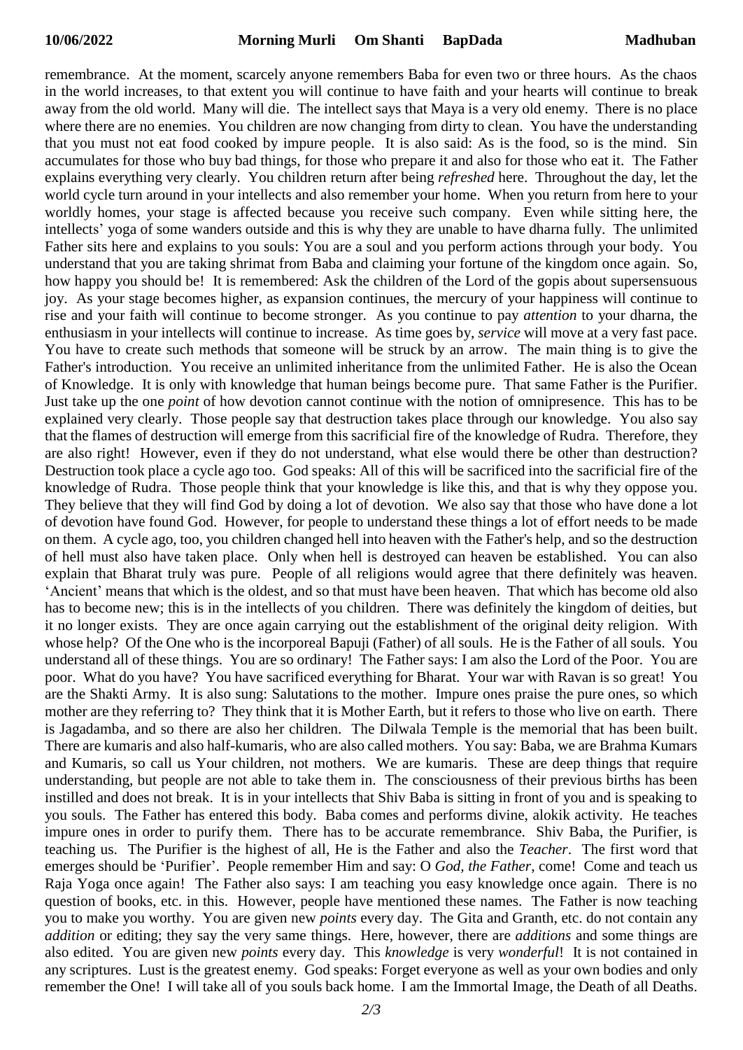remembrance. At the moment, scarcely anyone remembers Baba for even two or three hours. As the chaos in the world increases, to that extent you will continue to have faith and your hearts will continue to break away from the old world. Many will die. The intellect says that Maya is a very old enemy. There is no place where there are no enemies. You children are now changing from dirty to clean. You have the understanding that you must not eat food cooked by impure people. It is also said: As is the food, so is the mind. Sin accumulates for those who buy bad things, for those who prepare it and also for those who eat it. The Father explains everything very clearly. You children return after being *refreshed* here. Throughout the day, let the world cycle turn around in your intellects and also remember your home. When you return from here to your worldly homes, your stage is affected because you receive such company. Even while sitting here, the intellects' yoga of some wanders outside and this is why they are unable to have dharna fully. The unlimited Father sits here and explains to you souls: You are a soul and you perform actions through your body. You understand that you are taking shrimat from Baba and claiming your fortune of the kingdom once again. So, how happy you should be! It is remembered: Ask the children of the Lord of the gopis about supersensuous joy. As your stage becomes higher, as expansion continues, the mercury of your happiness will continue to rise and your faith will continue to become stronger. As you continue to pay *attention* to your dharna, the enthusiasm in your intellects will continue to increase. As time goes by, *service* will move at a very fast pace. You have to create such methods that someone will be struck by an arrow. The main thing is to give the Father's introduction. You receive an unlimited inheritance from the unlimited Father. He is also the Ocean of Knowledge. It is only with knowledge that human beings become pure. That same Father is the Purifier. Just take up the one *point* of how devotion cannot continue with the notion of omnipresence. This has to be explained very clearly. Those people say that destruction takes place through our knowledge. You also say that the flames of destruction will emerge from this sacrificial fire of the knowledge of Rudra. Therefore, they are also right! However, even if they do not understand, what else would there be other than destruction? Destruction took place a cycle ago too. God speaks: All of this will be sacrificed into the sacrificial fire of the knowledge of Rudra. Those people think that your knowledge is like this, and that is why they oppose you. They believe that they will find God by doing a lot of devotion. We also say that those who have done a lot of devotion have found God. However, for people to understand these things a lot of effort needs to be made on them. A cycle ago, too, you children changed hell into heaven with the Father's help, and so the destruction of hell must also have taken place. Only when hell is destroyed can heaven be established. You can also explain that Bharat truly was pure. People of all religions would agree that there definitely was heaven. 'Ancient' means that which is the oldest, and so that must have been heaven. That which has become old also has to become new; this is in the intellects of you children. There was definitely the kingdom of deities, but it no longer exists. They are once again carrying out the establishment of the original deity religion. With whose help? Of the One who is the incorporeal Bapuji (Father) of all souls. He is the Father of all souls. You understand all of these things. You are so ordinary! The Father says: I am also the Lord of the Poor. You are poor. What do you have? You have sacrificed everything for Bharat. Your war with Ravan is so great! You are the Shakti Army. It is also sung: Salutations to the mother. Impure ones praise the pure ones, so which mother are they referring to? They think that it is Mother Earth, but it refers to those who live on earth. There is Jagadamba, and so there are also her children. The Dilwala Temple is the memorial that has been built. There are kumaris and also half-kumaris, who are also called mothers. You say: Baba, we are Brahma Kumars and Kumaris, so call us Your children, not mothers. We are kumaris. These are deep things that require understanding, but people are not able to take them in. The consciousness of their previous births has been instilled and does not break. It is in your intellects that Shiv Baba is sitting in front of you and is speaking to you souls. The Father has entered this body. Baba comes and performs divine, alokik activity. He teaches impure ones in order to purify them. There has to be accurate remembrance. Shiv Baba, the Purifier, is teaching us. The Purifier is the highest of all, He is the Father and also the *Teacher*. The first word that emerges should be 'Purifier'. People remember Him and say: O *God, the Father*, come! Come and teach us Raja Yoga once again! The Father also says: I am teaching you easy knowledge once again. There is no question of books, etc. in this. However, people have mentioned these names. The Father is now teaching you to make you worthy. You are given new *points* every day. The Gita and Granth, etc. do not contain any *addition* or editing; they say the very same things. Here, however, there are *additions* and some things are also edited. You are given new *points* every day. This *knowledge* is very *wonderful*! It is not contained in any scriptures. Lust is the greatest enemy. God speaks: Forget everyone as well as your own bodies and only remember the One! I will take all of you souls back home. I am the Immortal Image, the Death of all Deaths.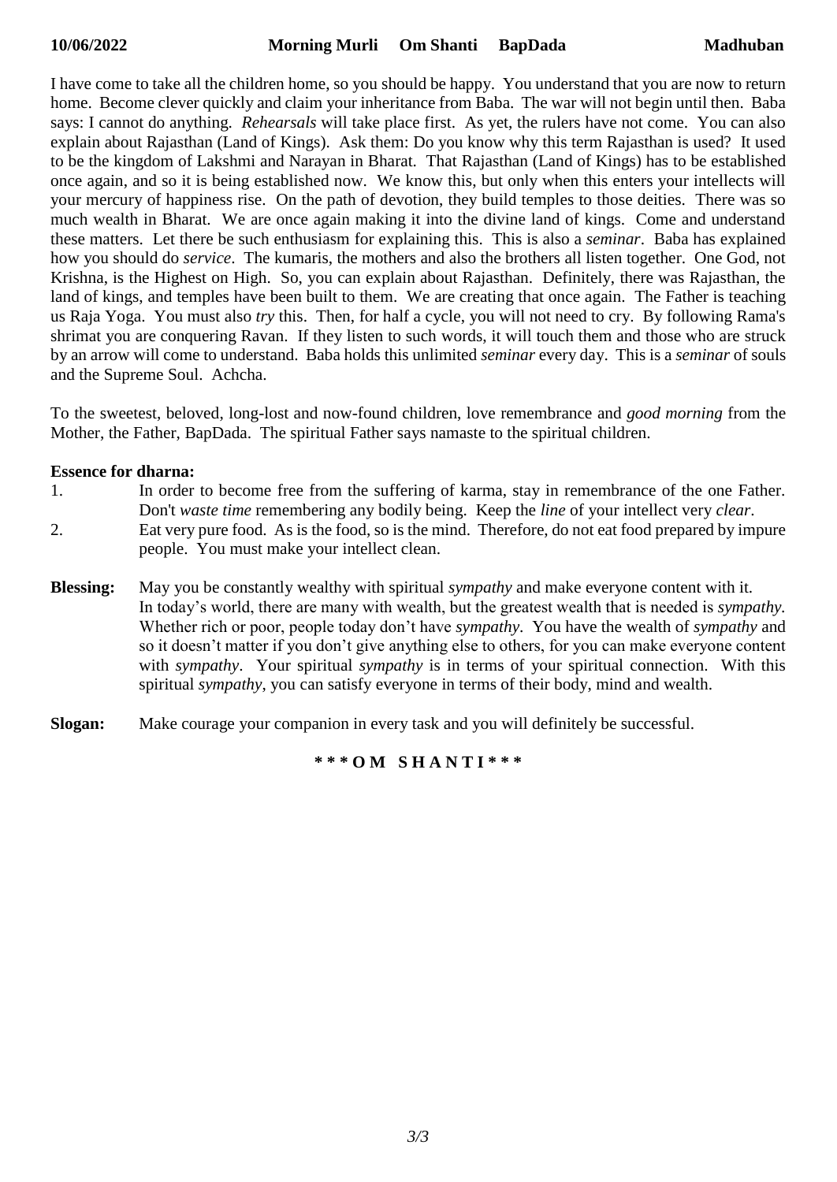I have come to take all the children home, so you should be happy. You understand that you are now to return home. Become clever quickly and claim your inheritance from Baba. The war will not begin until then. Baba says: I cannot do anything. *Rehearsals* will take place first. As yet, the rulers have not come. You can also explain about Rajasthan (Land of Kings). Ask them: Do you know why this term Rajasthan is used? It used to be the kingdom of Lakshmi and Narayan in Bharat. That Rajasthan (Land of Kings) has to be established once again, and so it is being established now. We know this, but only when this enters your intellects will your mercury of happiness rise. On the path of devotion, they build temples to those deities. There was so much wealth in Bharat. We are once again making it into the divine land of kings. Come and understand these matters. Let there be such enthusiasm for explaining this. This is also a *seminar*. Baba has explained how you should do *service*. The kumaris, the mothers and also the brothers all listen together. One God, not Krishna, is the Highest on High. So, you can explain about Rajasthan. Definitely, there was Rajasthan, the land of kings, and temples have been built to them. We are creating that once again. The Father is teaching us Raja Yoga. You must also *try* this. Then, for half a cycle, you will not need to cry. By following Rama's shrimat you are conquering Ravan. If they listen to such words, it will touch them and those who are struck by an arrow will come to understand. Baba holds this unlimited *seminar* every day. This is a *seminar* of souls and the Supreme Soul. Achcha.

To the sweetest, beloved, long-lost and now-found children, love remembrance and *good morning* from the Mother, the Father, BapDada. The spiritual Father says namaste to the spiritual children.

**Essence for dharna:**

1. In order to become free from the suffering of karma, stay in remembrance of the one Father. Don't *waste time* remembering any bodily being. Keep the *line* of your intellect very *clear*.
2. Eat very pure food. As is the food, so is the mind. Therefore, do not eat food prepared by impure people. You must make your intellect clean.

**Blessing:** May you be constantly wealthy with spiritual *sympathy* and make everyone content with it.
In today's world, there are many with wealth, but the greatest wealth that is needed is *sympathy*. Whether rich or poor, people today don't have *sympathy*. You have the wealth of *sympathy* and so it doesn't matter if you don't give anything else to others, for you can make everyone content with *sympathy*. Your spiritual *sympathy* is in terms of your spiritual connection. With this spiritual *sympathy*, you can satisfy everyone in terms of their body, mind and wealth.

**Slogan:** Make courage your companion in every task and you will definitely be successful.

**\*\*\*O M S H A N T I\*\*\***